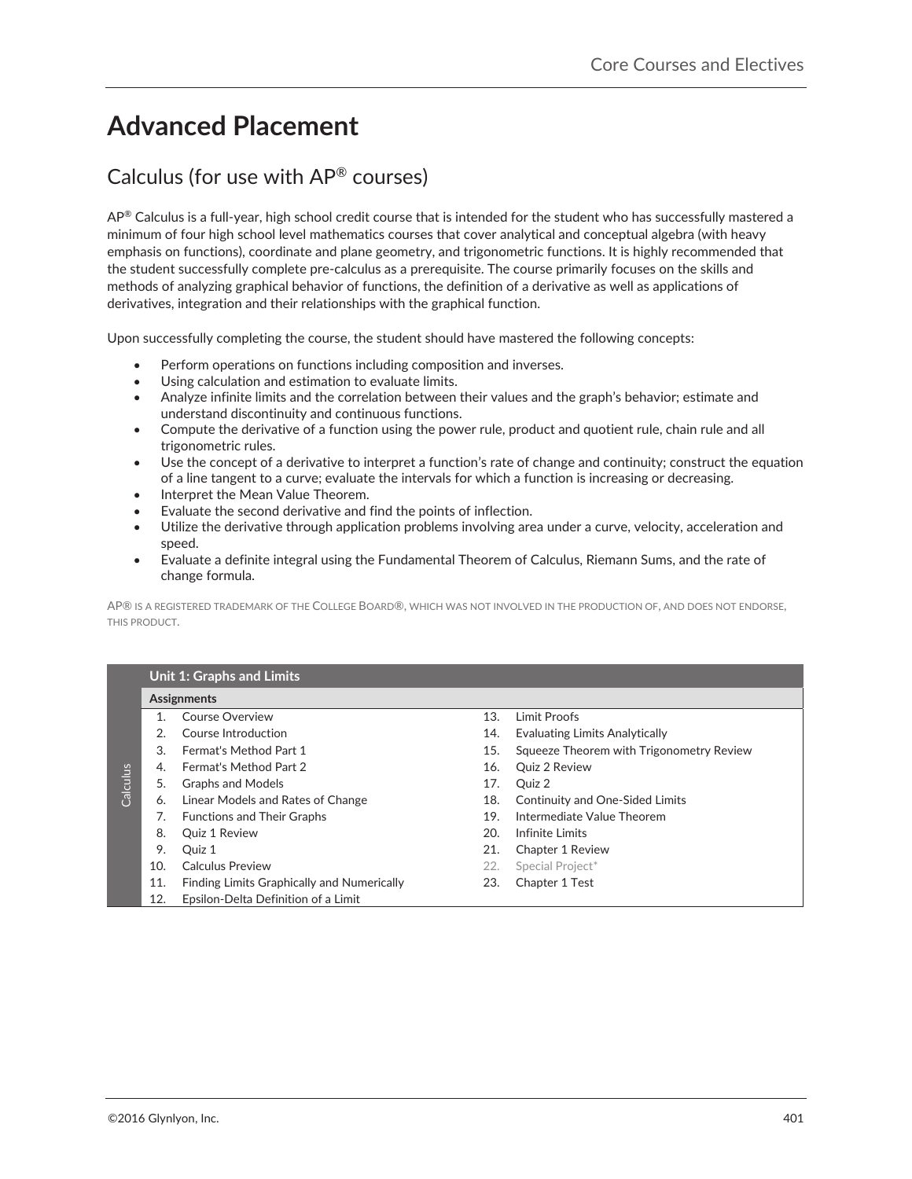# Advanced Placement

## Calculus (for use with AP® courses)

AP® Calculus is a full-year, high school credit course that is intended for the student who has successfully mastered a minimum of four high school level mathematics courses that cover analytical and conceptual algebra (with heavy emphasis on functions), coordinate and plane geometry, and trigonometric functions. It is highly recommended that the student successfully complete pre-calculus as a prerequisite. The course primarily focuses on the skills and methods of analyzing graphical behavior of functions, the definition of a derivative as well as applications of derivatives, integration and their relationships with the graphical function.

Upon successfully completing the course, the student should have mastered the following concepts:

- Perform operations on functions including composition and inverses.
- Using calculation and estimation to evaluate limits.
- Analyze infinite limits and the correlation between their values and the graph's behavior; estimate and understand discontinuity and continuous functions.
- Compute the derivative of a function using the power rule, product and quotient rule, chain rule and all trigonometric rules.
- Use the concept of a derivative to interpret a function's rate of change and continuity; construct the equation of a line tangent to a curve; evaluate the intervals for which a function is increasing or decreasing.
- Interpret the Mean Value Theorem.
- Evaluate the second derivative and find the points of inflection.
- Utilize the derivative through application problems involving area under a curve, velocity, acceleration and speed.
- Evaluate a definite integral using the Fundamental Theorem of Calculus, Riemann Sums, and the rate of change formula.

AP® IS A REGISTERED TRADEMARK OF THE COLLEGE BOARD®, WHICH WAS NOT INVOLVED IN THE PRODUCTION OF, AND DOES NOT ENDORSE, THIS PRODUCT.

**Calculus**

| Unit 1: Graphs and Limits | |
|---|---|
| **Assignments** | |
| 1. Course Overview | 13. Limit Proofs |
| 2. Course Introduction | 14. Evaluating Limits Analytically |
| 3. Fermat's Method Part 1 | 15. Squeeze Theorem with Trigonometry Review |
| 4. Fermat's Method Part 2 | 16. Quiz 2 Review |
| 5. Graphs and Models | 17. Quiz 2 |
| 6. Linear Models and Rates of Change | 18. Continuity and One-Sided Limits |
| 7. Functions and Their Graphs | 19. Intermediate Value Theorem |
| 8. Quiz 1 Review | 20. Infinite Limits |
| 9. Quiz 1 | 21. Chapter 1 Review |
| 10. Calculus Preview | 22. Special Project* |
| 11. Finding Limits Graphically and Numerically | 23. Chapter 1 Test |
| 12. Epsilon-Delta Definition of a Limit | |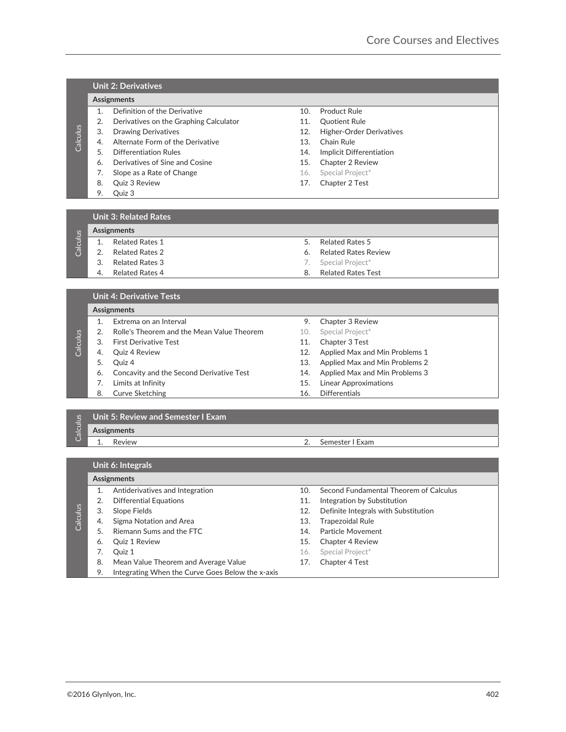## Unit 2: Derivatives

**Assignments**

1. Definition of the Derivative
2. Derivatives on the Graphing Calculator
3. Drawing Derivatives
4. Alternate Form of the Derivative
5. Differentiation Rules
6. Derivatives of Sine and Cosine
7. Slope as a Rate of Change
8. Quiz 3 Review
9. Quiz 3
10. Product Rule
11. Quotient Rule
12. Higher-Order Derivatives
13. Chain Rule
14. Implicit Differentiation
15. Chapter 2 Review
16. Special Project*
17. Chapter 2 Test

## Unit 3: Related Rates

**Assignments**

1. Related Rates 1
2. Related Rates 2
3. Related Rates 3
4. Related Rates 4
5. Related Rates 5
6. Related Rates Review
7. Special Project*
8. Related Rates Test

## Unit 4: Derivative Tests

**Assignments**

1. Extrema on an Interval
2. Rolle's Theorem and the Mean Value Theorem
3. First Derivative Test
4. Quiz 4 Review
5. Quiz 4
6. Concavity and the Second Derivative Test
7. Limits at Infinity
8. Curve Sketching
9. Chapter 3 Review
10. Special Project*
11. Chapter 3 Test
12. Applied Max and Min Problems 1
13. Applied Max and Min Problems 2
14. Applied Max and Min Problems 3
15. Linear Approximations
16. Differentials

## Unit 5: Review and Semester I Exam

**Assignments**

1. Review
2. Semester I Exam

## Unit 6: Integrals

**Assignments**

1. Antiderivatives and Integration
2. Differential Equations
3. Slope Fields
4. Sigma Notation and Area
5. Riemann Sums and the FTC
6. Quiz 1 Review
7. Quiz 1
8. Mean Value Theorem and Average Value
9. Integrating When the Curve Goes Below the x-axis
10. Second Fundamental Theorem of Calculus
11. Integration by Substitution
12. Definite Integrals with Substitution
13. Trapezoidal Rule
14. Particle Movement
15. Chapter 4 Review
16. Special Project*
17. Chapter 4 Test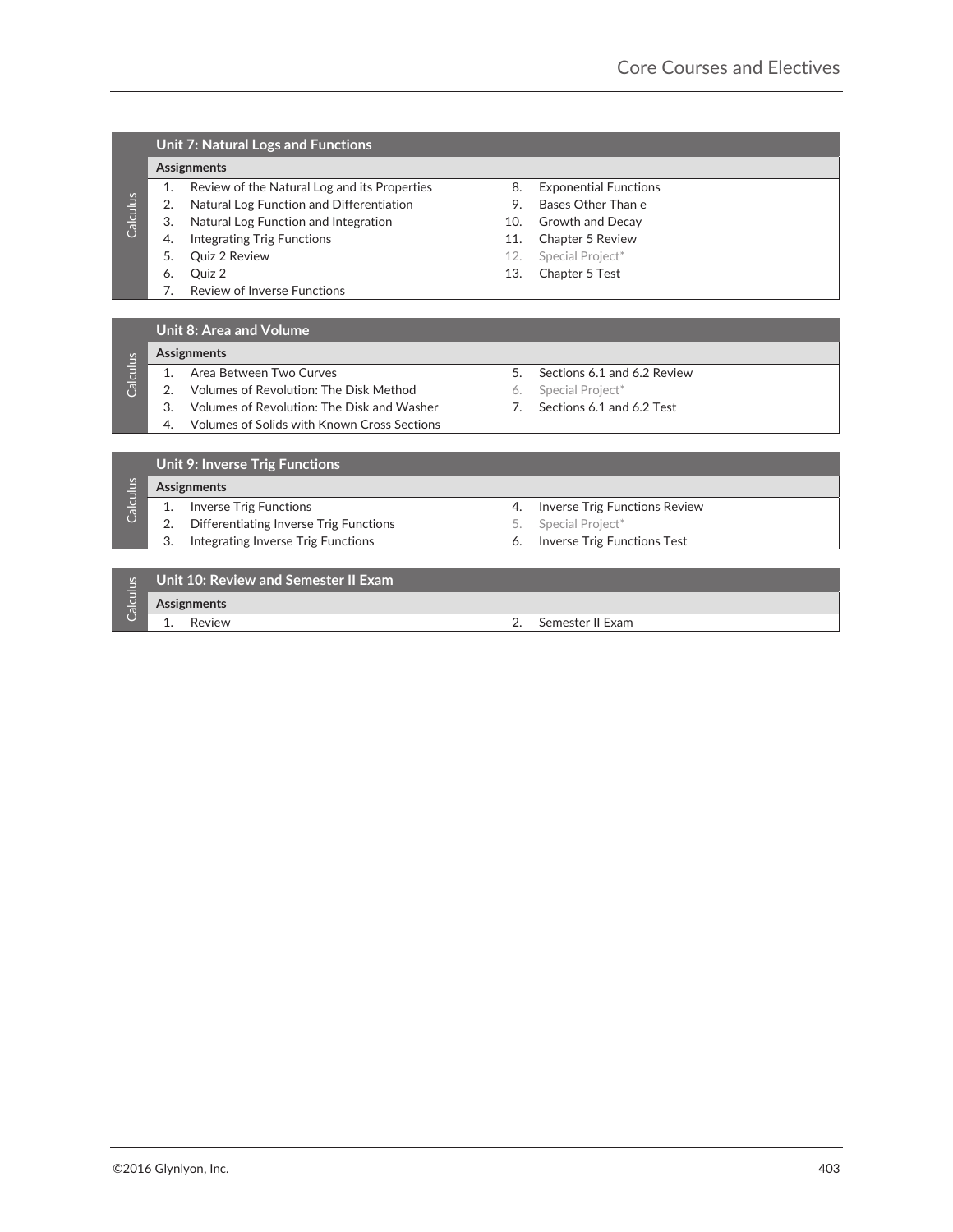## Unit 7: Natural Logs and Functions

Calculus

**Assignments**

1. Review of the Natural Log and its Properties
2. Natural Log Function and Differentiation
3. Natural Log Function and Integration
4. Integrating Trig Functions
5. Quiz 2 Review
6. Quiz 2
7. Review of Inverse Functions
8. Exponential Functions
9. Bases Other Than e
10. Growth and Decay
11. Chapter 5 Review
12. Special Project*
13. Chapter 5 Test

## Unit 8: Area and Volume

Calculus

**Assignments**

1. Area Between Two Curves
2. Volumes of Revolution: The Disk Method
3. Volumes of Revolution: The Disk and Washer
4. Volumes of Solids with Known Cross Sections
5. Sections 6.1 and 6.2 Review
6. Special Project*
7. Sections 6.1 and 6.2 Test

## Unit 9: Inverse Trig Functions

Calculus

**Assignments**

1. Inverse Trig Functions
2. Differentiating Inverse Trig Functions
3. Integrating Inverse Trig Functions
4. Inverse Trig Functions Review
5. Special Project*
6. Inverse Trig Functions Test

## Unit 10: Review and Semester II Exam

Calculus

**Assignments**

1. Review
2. Semester II Exam